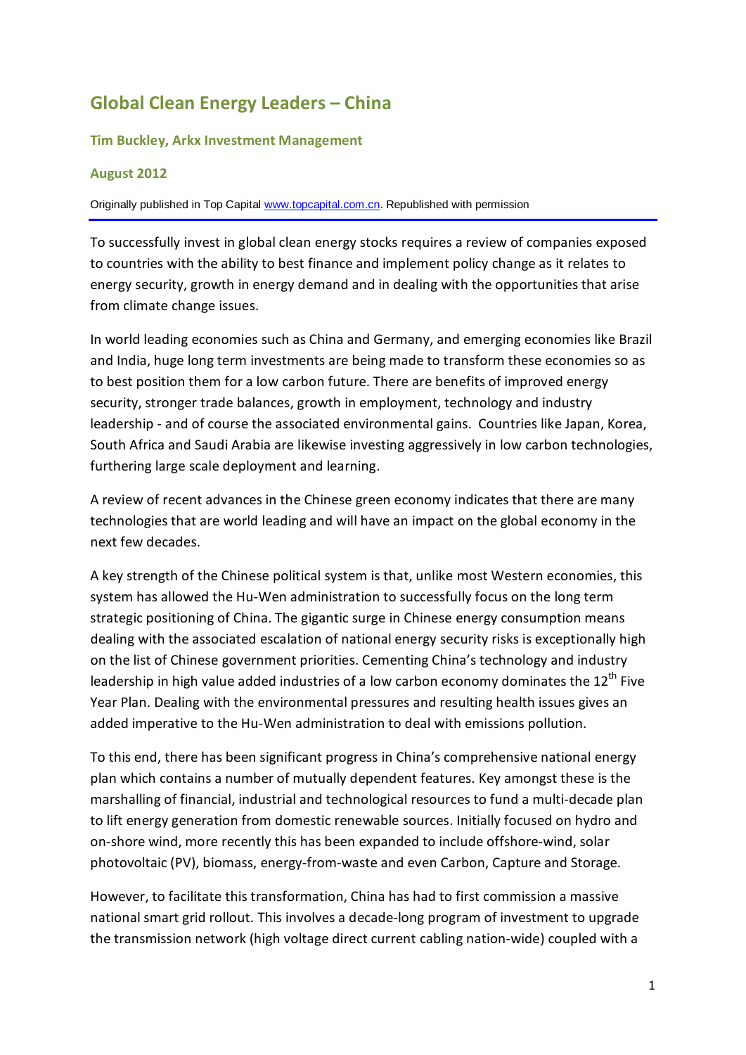# Global Clean Energy Leaders – China

### Tim Buckley, Arkx Investment Management

### August 2012

Originally published in Top Capital [www.topcapital.com.cn](http://www.topcapital.com.cn). Republished with permission

---

To successfully invest in global clean energy stocks requires a review of companies exposed to countries with the ability to best finance and implement policy change as it relates to energy security, growth in energy demand and in dealing with the opportunities that arise from climate change issues.

In world leading economies such as China and Germany, and emerging economies like Brazil and India, huge long term investments are being made to transform these economies so as to best position them for a low carbon future. There are benefits of improved energy security, stronger trade balances, growth in employment, technology and industry leadership - and of course the associated environmental gains. Countries like Japan, Korea, South Africa and Saudi Arabia are likewise investing aggressively in low carbon technologies, furthering large scale deployment and learning.

A review of recent advances in the Chinese green economy indicates that there are many technologies that are world leading and will have an impact on the global economy in the next few decades.

A key strength of the Chinese political system is that, unlike most Western economies, this system has allowed the Hu-Wen administration to successfully focus on the long term strategic positioning of China. The gigantic surge in Chinese energy consumption means dealing with the associated escalation of national energy security risks is exceptionally high on the list of Chinese government priorities. Cementing China's technology and industry leadership in high value added industries of a low carbon economy dominates the 12th Five Year Plan. Dealing with the environmental pressures and resulting health issues gives an added imperative to the Hu-Wen administration to deal with emissions pollution.

To this end, there has been significant progress in China's comprehensive national energy plan which contains a number of mutually dependent features. Key amongst these is the marshalling of financial, industrial and technological resources to fund a multi-decade plan to lift energy generation from domestic renewable sources. Initially focused on hydro and on-shore wind, more recently this has been expanded to include offshore-wind, solar photovoltaic (PV), biomass, energy-from-waste and even Carbon, Capture and Storage.

However, to facilitate this transformation, China has had to first commission a massive national smart grid rollout. This involves a decade-long program of investment to upgrade the transmission network (high voltage direct current cabling nation-wide) coupled with a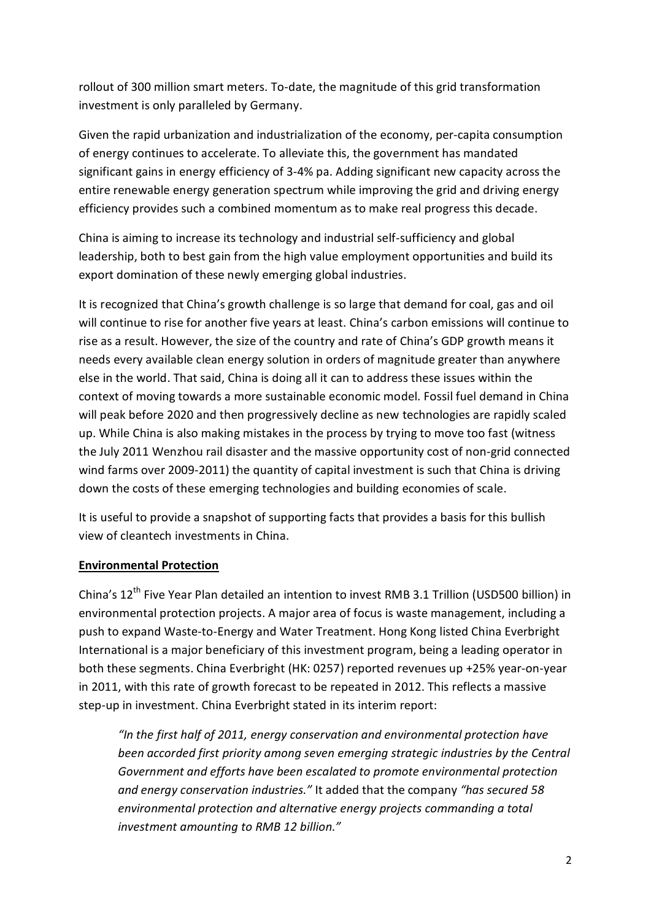rollout of 300 million smart meters. To-date, the magnitude of this grid transformation investment is only paralleled by Germany.

Given the rapid urbanization and industrialization of the economy, per-capita consumption of energy continues to accelerate. To alleviate this, the government has mandated significant gains in energy efficiency of 3-4% pa. Adding significant new capacity across the entire renewable energy generation spectrum while improving the grid and driving energy efficiency provides such a combined momentum as to make real progress this decade.

China is aiming to increase its technology and industrial self-sufficiency and global leadership, both to best gain from the high value employment opportunities and build its export domination of these newly emerging global industries.

It is recognized that China's growth challenge is so large that demand for coal, gas and oil will continue to rise for another five years at least. China's carbon emissions will continue to rise as a result. However, the size of the country and rate of China's GDP growth means it needs every available clean energy solution in orders of magnitude greater than anywhere else in the world. That said, China is doing all it can to address these issues within the context of moving towards a more sustainable economic model. Fossil fuel demand in China will peak before 2020 and then progressively decline as new technologies are rapidly scaled up. While China is also making mistakes in the process by trying to move too fast (witness the July 2011 Wenzhou rail disaster and the massive opportunity cost of non-grid connected wind farms over 2009-2011) the quantity of capital investment is such that China is driving down the costs of these emerging technologies and building economies of scale.

It is useful to provide a snapshot of supporting facts that provides a basis for this bullish view of cleantech investments in China.

**Environmental Protection**

China's 12th Five Year Plan detailed an intention to invest RMB 3.1 Trillion (USD500 billion) in environmental protection projects. A major area of focus is waste management, including a push to expand Waste-to-Energy and Water Treatment. Hong Kong listed China Everbright International is a major beneficiary of this investment program, being a leading operator in both these segments. China Everbright (HK: 0257) reported revenues up +25% year-on-year in 2011, with this rate of growth forecast to be repeated in 2012. This reflects a massive step-up in investment. China Everbright stated in its interim report:

> *"In the first half of 2011, energy conservation and environmental protection have been accorded first priority among seven emerging strategic industries by the Central Government and efforts have been escalated to promote environmental protection and energy conservation industries."* It added that the company *"has secured 58 environmental protection and alternative energy projects commanding a total investment amounting to RMB 12 billion."*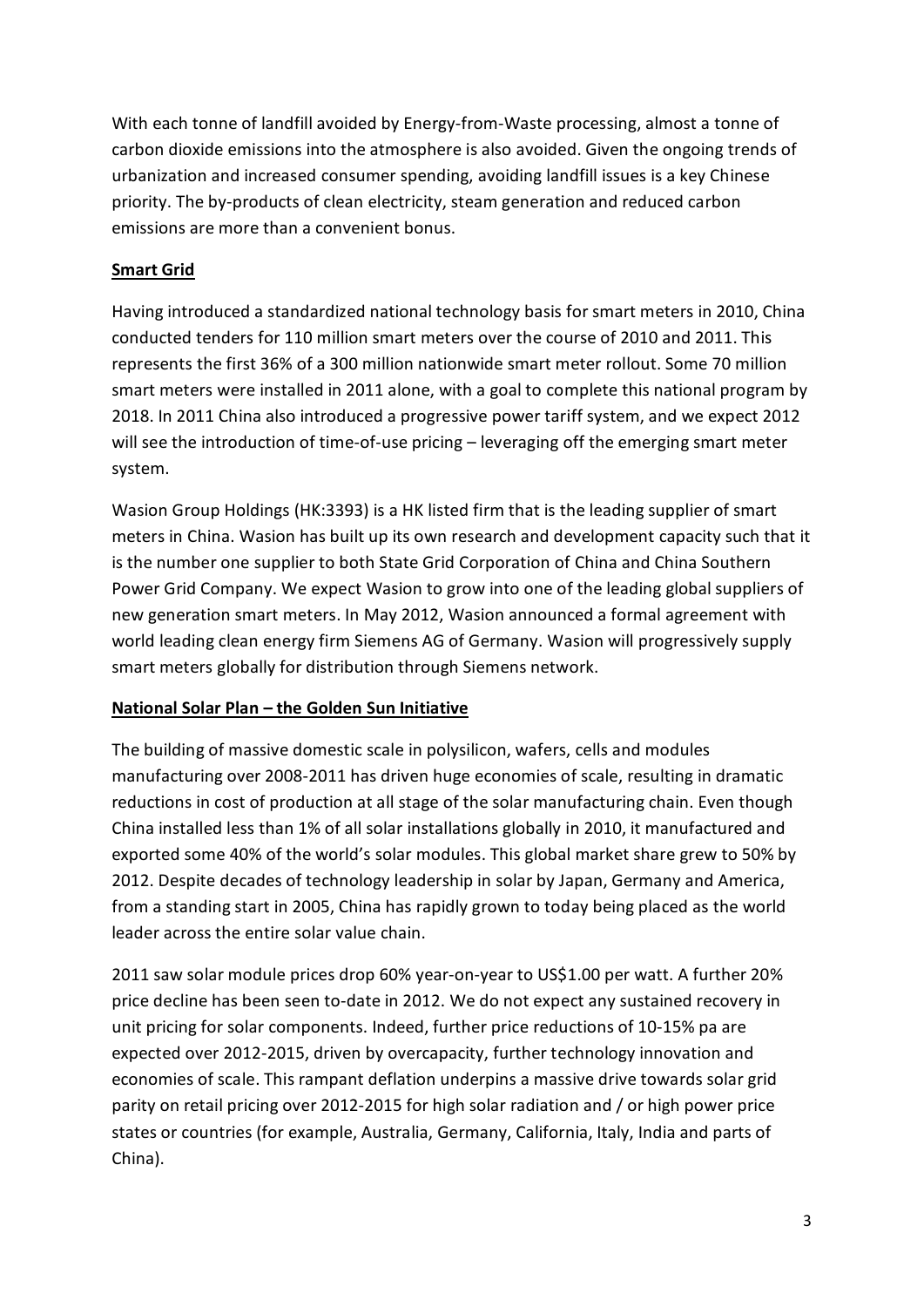With each tonne of landfill avoided by Energy-from-Waste processing, almost a tonne of carbon dioxide emissions into the atmosphere is also avoided. Given the ongoing trends of urbanization and increased consumer spending, avoiding landfill issues is a key Chinese priority. The by-products of clean electricity, steam generation and reduced carbon emissions are more than a convenient bonus.

**Smart Grid**

Having introduced a standardized national technology basis for smart meters in 2010, China conducted tenders for 110 million smart meters over the course of 2010 and 2011. This represents the first 36% of a 300 million nationwide smart meter rollout. Some 70 million smart meters were installed in 2011 alone, with a goal to complete this national program by 2018. In 2011 China also introduced a progressive power tariff system, and we expect 2012 will see the introduction of time-of-use pricing – leveraging off the emerging smart meter system.

Wasion Group Holdings (HK:3393) is a HK listed firm that is the leading supplier of smart meters in China. Wasion has built up its own research and development capacity such that it is the number one supplier to both State Grid Corporation of China and China Southern Power Grid Company. We expect Wasion to grow into one of the leading global suppliers of new generation smart meters. In May 2012, Wasion announced a formal agreement with world leading clean energy firm Siemens AG of Germany. Wasion will progressively supply smart meters globally for distribution through Siemens network.

**National Solar Plan – the Golden Sun Initiative**

The building of massive domestic scale in polysilicon, wafers, cells and modules manufacturing over 2008-2011 has driven huge economies of scale, resulting in dramatic reductions in cost of production at all stage of the solar manufacturing chain. Even though China installed less than 1% of all solar installations globally in 2010, it manufactured and exported some 40% of the world's solar modules. This global market share grew to 50% by 2012. Despite decades of technology leadership in solar by Japan, Germany and America, from a standing start in 2005, China has rapidly grown to today being placed as the world leader across the entire solar value chain.

2011 saw solar module prices drop 60% year-on-year to US$1.00 per watt. A further 20% price decline has been seen to-date in 2012. We do not expect any sustained recovery in unit pricing for solar components. Indeed, further price reductions of 10-15% pa are expected over 2012-2015, driven by overcapacity, further technology innovation and economies of scale. This rampant deflation underpins a massive drive towards solar grid parity on retail pricing over 2012-2015 for high solar radiation and / or high power price states or countries (for example, Australia, Germany, California, Italy, India and parts of China).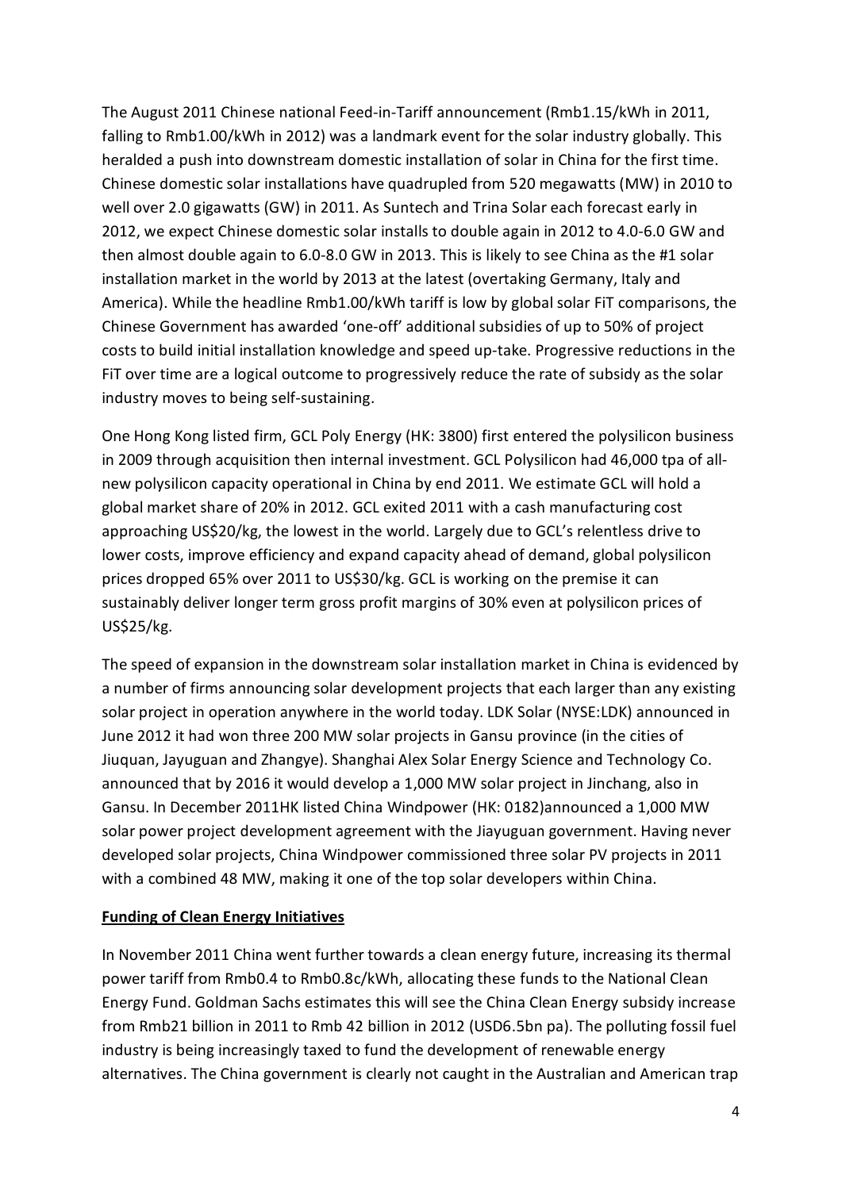The August 2011 Chinese national Feed-in-Tariff announcement (Rmb1.15/kWh in 2011, falling to Rmb1.00/kWh in 2012) was a landmark event for the solar industry globally. This heralded a push into downstream domestic installation of solar in China for the first time. Chinese domestic solar installations have quadrupled from 520 megawatts (MW) in 2010 to well over 2.0 gigawatts (GW) in 2011. As Suntech and Trina Solar each forecast early in 2012, we expect Chinese domestic solar installs to double again in 2012 to 4.0-6.0 GW and then almost double again to 6.0-8.0 GW in 2013. This is likely to see China as the #1 solar installation market in the world by 2013 at the latest (overtaking Germany, Italy and America). While the headline Rmb1.00/kWh tariff is low by global solar FiT comparisons, the Chinese Government has awarded 'one-off' additional subsidies of up to 50% of project costs to build initial installation knowledge and speed up-take. Progressive reductions in the FiT over time are a logical outcome to progressively reduce the rate of subsidy as the solar industry moves to being self-sustaining.

One Hong Kong listed firm, GCL Poly Energy (HK: 3800) first entered the polysilicon business in 2009 through acquisition then internal investment. GCL Polysilicon had 46,000 tpa of all-new polysilicon capacity operational in China by end 2011. We estimate GCL will hold a global market share of 20% in 2012. GCL exited 2011 with a cash manufacturing cost approaching US$20/kg, the lowest in the world. Largely due to GCL's relentless drive to lower costs, improve efficiency and expand capacity ahead of demand, global polysilicon prices dropped 65% over 2011 to US$30/kg. GCL is working on the premise it can sustainably deliver longer term gross profit margins of 30% even at polysilicon prices of US$25/kg.

The speed of expansion in the downstream solar installation market in China is evidenced by a number of firms announcing solar development projects that each larger than any existing solar project in operation anywhere in the world today. LDK Solar (NYSE:LDK) announced in June 2012 it had won three 200 MW solar projects in Gansu province (in the cities of Jiuquan, Jayyuguan and Zhangye). Shanghai Alex Solar Energy Science and Technology Co. announced that by 2016 it would develop a 1,000 MW solar project in Jinchang, also in Gansu. In December 2011HK listed China Windpower (HK: 0182)announced a 1,000 MW solar power project development agreement with the Jiayuguan government. Having never developed solar projects, China Windpower commissioned three solar PV projects in 2011 with a combined 48 MW, making it one of the top solar developers within China.

**Funding of Clean Energy Initiatives**

In November 2011 China went further towards a clean energy future, increasing its thermal power tariff from Rmb0.4 to Rmb0.8c/kWh, allocating these funds to the National Clean Energy Fund. Goldman Sachs estimates this will see the China Clean Energy subsidy increase from Rmb21 billion in 2011 to Rmb 42 billion in 2012 (USD6.5bn pa). The polluting fossil fuel industry is being increasingly taxed to fund the development of renewable energy alternatives. The China government is clearly not caught in the Australian and American trap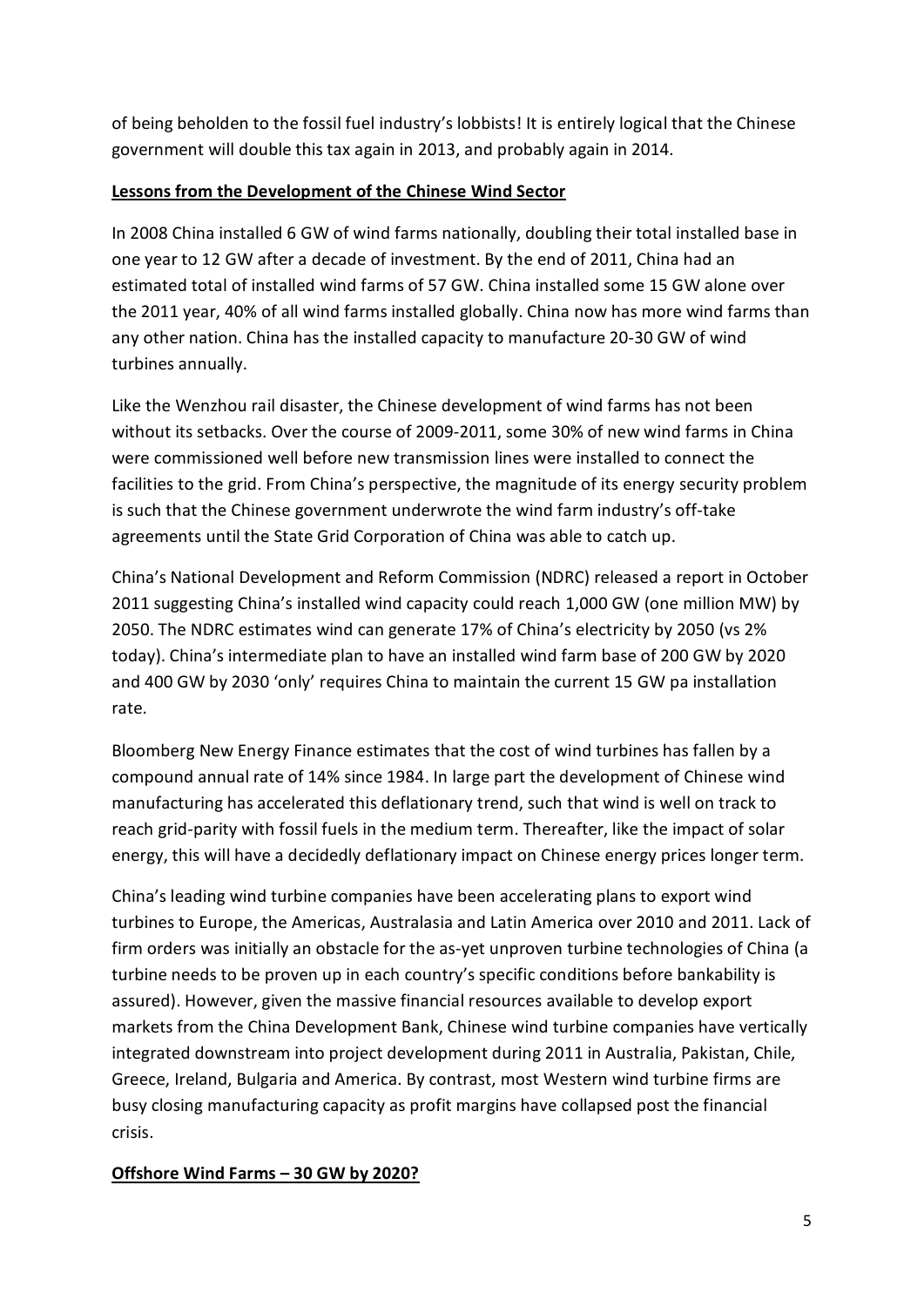of being beholden to the fossil fuel industry's lobbists! It is entirely logical that the Chinese government will double this tax again in 2013, and probably again in 2014.

## Lessons from the Development of the Chinese Wind Sector

In 2008 China installed 6 GW of wind farms nationally, doubling their total installed base in one year to 12 GW after a decade of investment. By the end of 2011, China had an estimated total of installed wind farms of 57 GW. China installed some 15 GW alone over the 2011 year, 40% of all wind farms installed globally. China now has more wind farms than any other nation. China has the installed capacity to manufacture 20-30 GW of wind turbines annually.

Like the Wenzhou rail disaster, the Chinese development of wind farms has not been without its setbacks. Over the course of 2009-2011, some 30% of new wind farms in China were commissioned well before new transmission lines were installed to connect the facilities to the grid. From China's perspective, the magnitude of its energy security problem is such that the Chinese government underwrote the wind farm industry's off-take agreements until the State Grid Corporation of China was able to catch up.

China's National Development and Reform Commission (NDRC) released a report in October 2011 suggesting China's installed wind capacity could reach 1,000 GW (one million MW) by 2050. The NDRC estimates wind can generate 17% of China's electricity by 2050 (vs 2% today). China's intermediate plan to have an installed wind farm base of 200 GW by 2020 and 400 GW by 2030 'only' requires China to maintain the current 15 GW pa installation rate.

Bloomberg New Energy Finance estimates that the cost of wind turbines has fallen by a compound annual rate of 14% since 1984. In large part the development of Chinese wind manufacturing has accelerated this deflationary trend, such that wind is well on track to reach grid-parity with fossil fuels in the medium term. Thereafter, like the impact of solar energy, this will have a decidedly deflationary impact on Chinese energy prices longer term.

China's leading wind turbine companies have been accelerating plans to export wind turbines to Europe, the Americas, Australasia and Latin America over 2010 and 2011. Lack of firm orders was initially an obstacle for the as-yet unproven turbine technologies of China (a turbine needs to be proven up in each country's specific conditions before bankability is assured). However, given the massive financial resources available to develop export markets from the China Development Bank, Chinese wind turbine companies have vertically integrated downstream into project development during 2011 in Australia, Pakistan, Chile, Greece, Ireland, Bulgaria and America. By contrast, most Western wind turbine firms are busy closing manufacturing capacity as profit margins have collapsed post the financial crisis.

## Offshore Wind Farms – 30 GW by 2020?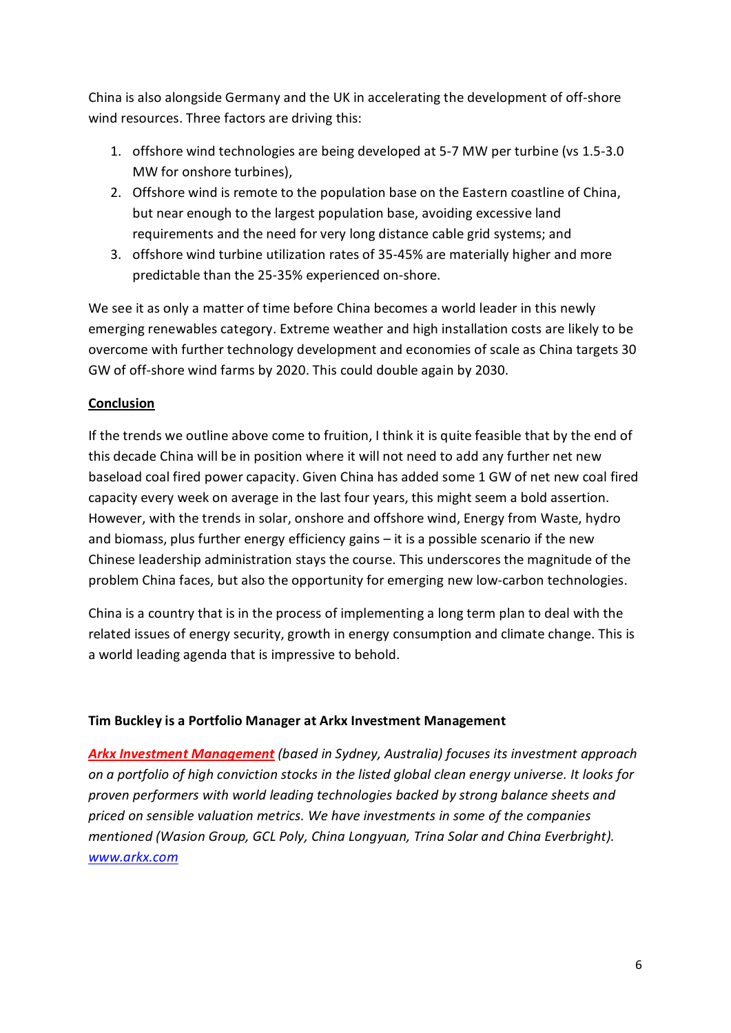China is also alongside Germany and the UK in accelerating the development of off-shore wind resources. Three factors are driving this:

1. offshore wind technologies are being developed at 5-7 MW per turbine (vs 1.5-3.0 MW for onshore turbines),
2. Offshore wind is remote to the population base on the Eastern coastline of China, but near enough to the largest population base, avoiding excessive land requirements and the need for very long distance cable grid systems; and
3. offshore wind turbine utilization rates of 35-45% are materially higher and more predictable than the 25-35% experienced on-shore.

We see it as only a matter of time before China becomes a world leader in this newly emerging renewables category. Extreme weather and high installation costs are likely to be overcome with further technology development and economies of scale as China targets 30 GW of off-shore wind farms by 2020. This could double again by 2030.

**Conclusion**

If the trends we outline above come to fruition, I think it is quite feasible that by the end of this decade China will be in position where it will not need to add any further net new baseload coal fired power capacity. Given China has added some 1 GW of net new coal fired capacity every week on average in the last four years, this might seem a bold assertion. However, with the trends in solar, onshore and offshore wind, Energy from Waste, hydro and biomass, plus further energy efficiency gains – it is a possible scenario if the new Chinese leadership administration stays the course. This underscores the magnitude of the problem China faces, but also the opportunity for emerging new low-carbon technologies.

China is a country that is in the process of implementing a long term plan to deal with the related issues of energy security, growth in energy consumption and climate change. This is a world leading agenda that is impressive to behold.

**Tim Buckley is a Portfolio Manager at Arkx Investment Management**

*Arkx Investment Management (based in Sydney, Australia) focuses its investment approach on a portfolio of high conviction stocks in the listed global clean energy universe. It looks for proven performers with world leading technologies backed by strong balance sheets and priced on sensible valuation metrics. We have investments in some of the companies mentioned (Wasion Group, GCL Poly, China Longyuan, Trina Solar and China Everbright).* *www.arkx.com*